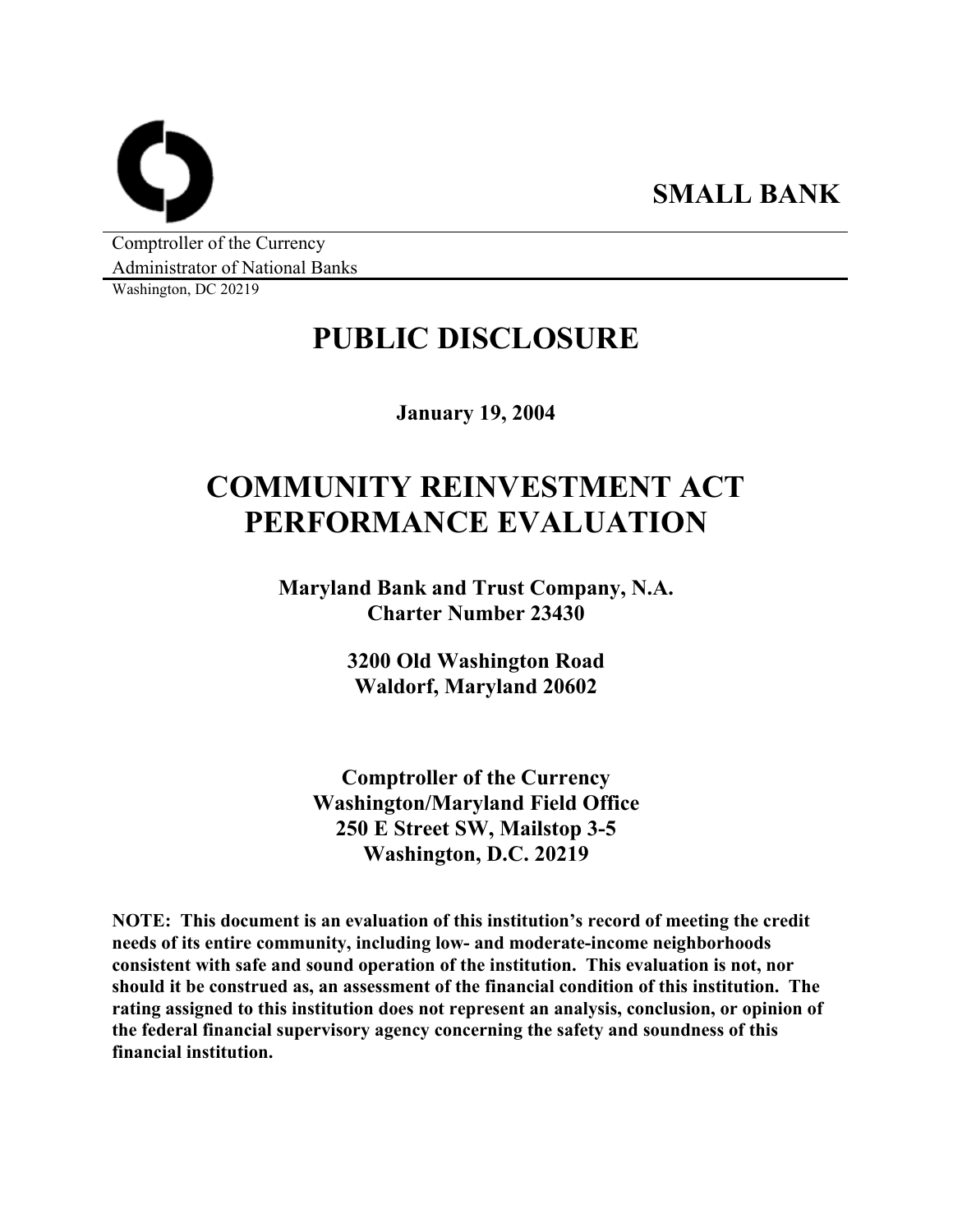**SMALL BANK**

Comptroller of the Currency
Administrator of National Banks
Washington, DC 20219

# PUBLIC DISCLOSURE

**January 19, 2004**

# COMMUNITY REINVESTMENT ACT PERFORMANCE EVALUATION

**Maryland Bank and Trust Company, N.A.**
**Charter Number 23430**

**3200 Old Washington Road**
**Waldorf, Maryland 20602**

**Comptroller of the Currency**
**Washington/Maryland Field Office**
**250 E Street SW, Mailstop 3-5**
**Washington, D.C. 20219**

**NOTE: This document is an evaluation of this institution's record of meeting the credit needs of its entire community, including low- and moderate-income neighborhoods consistent with safe and sound operation of the institution. This evaluation is not, nor should it be construed as, an assessment of the financial condition of this institution. The rating assigned to this institution does not represent an analysis, conclusion, or opinion of the federal financial supervisory agency concerning the safety and soundness of this financial institution.**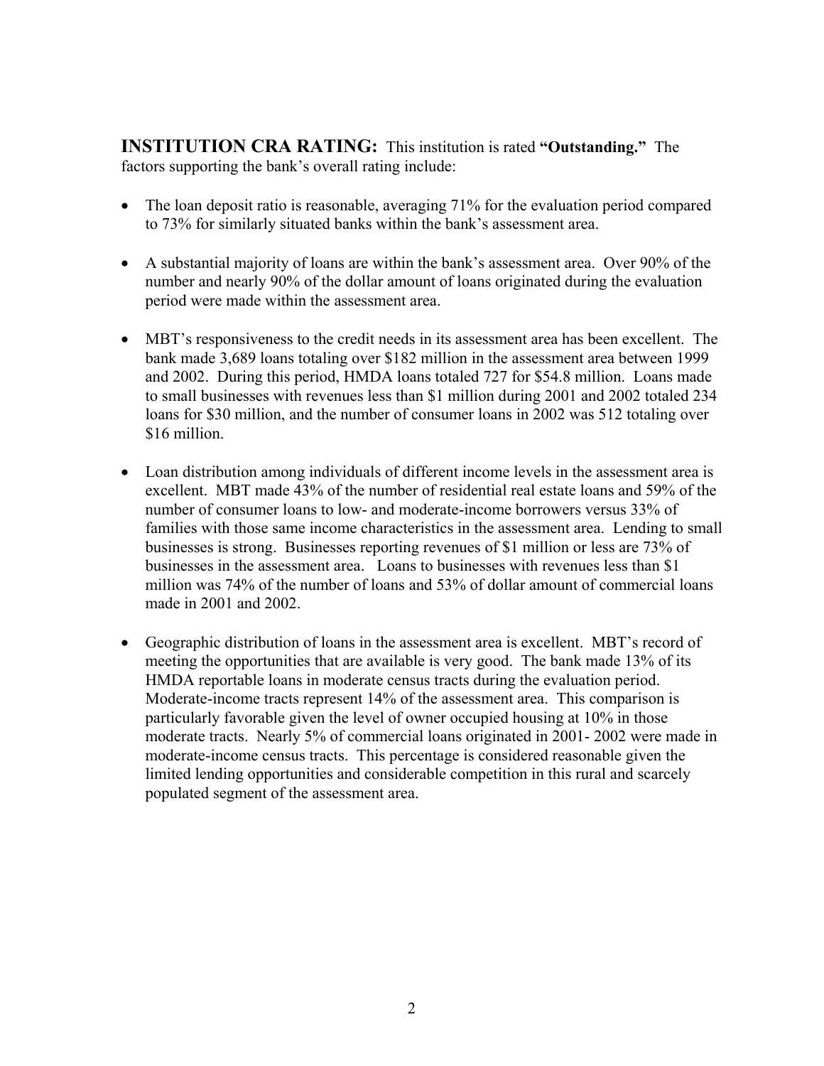**INSTITUTION CRA RATING:** This institution is rated **"Outstanding."** The factors supporting the bank's overall rating include:

- The loan deposit ratio is reasonable, averaging 71% for the evaluation period compared to 73% for similarly situated banks within the bank's assessment area.

- A substantial majority of loans are within the bank's assessment area. Over 90% of the number and nearly 90% of the dollar amount of loans originated during the evaluation period were made within the assessment area.

- MBT's responsiveness to the credit needs in its assessment area has been excellent. The bank made 3,689 loans totaling over $182 million in the assessment area between 1999 and 2002. During this period, HMDA loans totaled 727 for $54.8 million. Loans made to small businesses with revenues less than $1 million during 2001 and 2002 totaled 234 loans for $30 million, and the number of consumer loans in 2002 was 512 totaling over $16 million.

- Loan distribution among individuals of different income levels in the assessment area is excellent. MBT made 43% of the number of residential real estate loans and 59% of the number of consumer loans to low- and moderate-income borrowers versus 33% of families with those same income characteristics in the assessment area. Lending to small businesses is strong. Businesses reporting revenues of $1 million or less are 73% of businesses in the assessment area. Loans to businesses with revenues less than $1 million was 74% of the number of loans and 53% of dollar amount of commercial loans made in 2001 and 2002.

- Geographic distribution of loans in the assessment area is excellent. MBT's record of meeting the opportunities that are available is very good. The bank made 13% of its HMDA reportable loans in moderate census tracts during the evaluation period. Moderate-income tracts represent 14% of the assessment area. This comparison is particularly favorable given the level of owner occupied housing at 10% in those moderate tracts. Nearly 5% of commercial loans originated in 2001- 2002 were made in moderate-income census tracts. This percentage is considered reasonable given the limited lending opportunities and considerable competition in this rural and scarcely populated segment of the assessment area.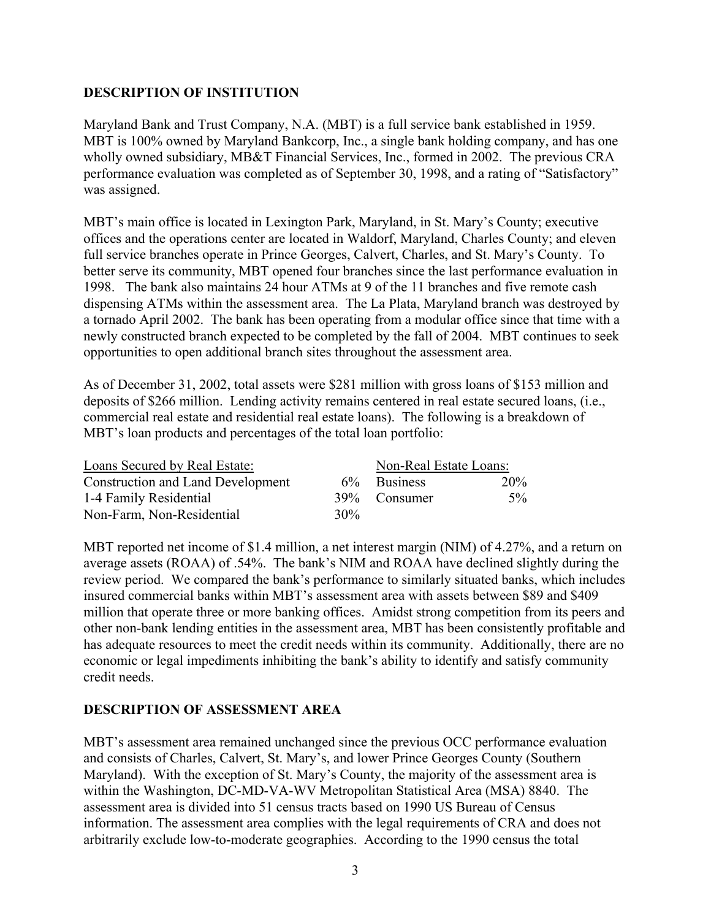## DESCRIPTION OF INSTITUTION

Maryland Bank and Trust Company, N.A. (MBT) is a full service bank established in 1959. MBT is 100% owned by Maryland Bankcorp, Inc., a single bank holding company, and has one wholly owned subsidiary, MB&T Financial Services, Inc., formed in 2002. The previous CRA performance evaluation was completed as of September 30, 1998, and a rating of "Satisfactory" was assigned.

MBT's main office is located in Lexington Park, Maryland, in St. Mary's County; executive offices and the operations center are located in Waldorf, Maryland, Charles County; and eleven full service branches operate in Prince Georges, Calvert, Charles, and St. Mary's County. To better serve its community, MBT opened four branches since the last performance evaluation in 1998. The bank also maintains 24 hour ATMs at 9 of the 11 branches and five remote cash dispensing ATMs within the assessment area. The La Plata, Maryland branch was destroyed by a tornado April 2002. The bank has been operating from a modular office since that time with a newly constructed branch expected to be completed by the fall of 2004. MBT continues to seek opportunities to open additional branch sites throughout the assessment area.

As of December 31, 2002, total assets were $281 million with gross loans of $153 million and deposits of $266 million. Lending activity remains centered in real estate secured loans, (i.e., commercial real estate and residential real estate loans). The following is a breakdown of MBT's loan products and percentages of the total loan portfolio:

| Loans Secured by Real Estate: | | Non-Real Estate Loans: | |
|---|---|---|---|
| Construction and Land Development | 6% | Business | 20% |
| 1-4 Family Residential | 39% | Consumer | 5% |
| Non-Farm, Non-Residential | 30% | | |

MBT reported net income of $1.4 million, a net interest margin (NIM) of 4.27%, and a return on average assets (ROAA) of .54%. The bank's NIM and ROAA have declined slightly during the review period. We compared the bank's performance to similarly situated banks, which includes insured commercial banks within MBT's assessment area with assets between $89 and $409 million that operate three or more banking offices. Amidst strong competition from its peers and other non-bank lending entities in the assessment area, MBT has been consistently profitable and has adequate resources to meet the credit needs within its community. Additionally, there are no economic or legal impediments inhibiting the bank's ability to identify and satisfy community credit needs.

## DESCRIPTION OF ASSESSMENT AREA

MBT's assessment area remained unchanged since the previous OCC performance evaluation and consists of Charles, Calvert, St. Mary's, and lower Prince Georges County (Southern Maryland). With the exception of St. Mary's County, the majority of the assessment area is within the Washington, DC-MD-VA-WV Metropolitan Statistical Area (MSA) 8840. The assessment area is divided into 51 census tracts based on 1990 US Bureau of Census information. The assessment area complies with the legal requirements of CRA and does not arbitrarily exclude low-to-moderate geographies. According to the 1990 census the total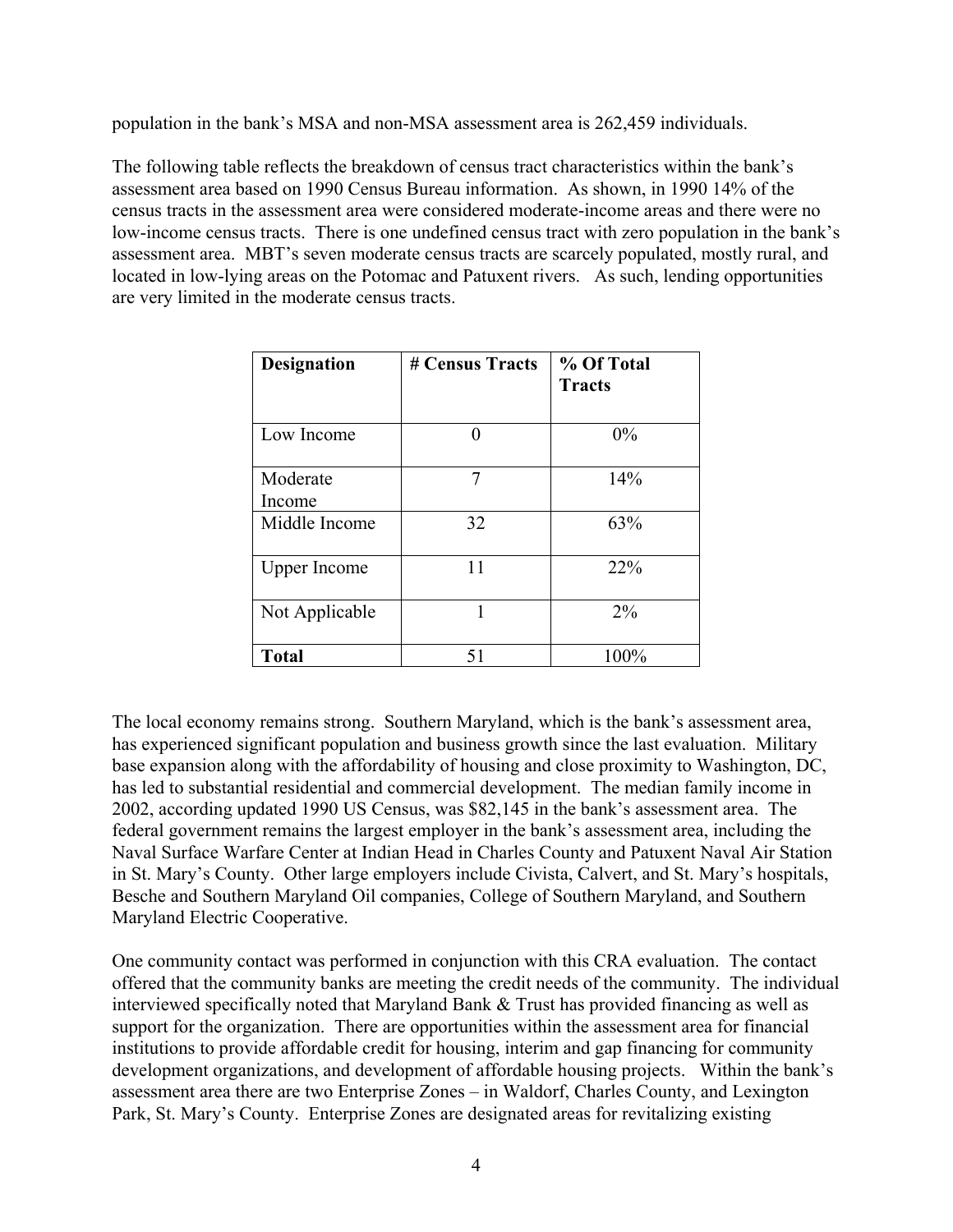population in the bank's MSA and non-MSA assessment area is 262,459 individuals.

The following table reflects the breakdown of census tract characteristics within the bank's assessment area based on 1990 Census Bureau information. As shown, in 1990 14% of the census tracts in the assessment area were considered moderate-income areas and there were no low-income census tracts. There is one undefined census tract with zero population in the bank's assessment area. MBT's seven moderate census tracts are scarcely populated, mostly rural, and located in low-lying areas on the Potomac and Patuxent rivers. As such, lending opportunities are very limited in the moderate census tracts.

| **Designation** | **# Census Tracts** | **% Of Total Tracts** |
|---|---|---|
| Low Income | 0 | 0% |
| Moderate Income | 7 | 14% |
| Middle Income | 32 | 63% |
| Upper Income | 11 | 22% |
| Not Applicable | 1 | 2% |
| **Total** | 51 | 100% |

The local economy remains strong. Southern Maryland, which is the bank's assessment area, has experienced significant population and business growth since the last evaluation. Military base expansion along with the affordability of housing and close proximity to Washington, DC, has led to substantial residential and commercial development. The median family income in 2002, according updated 1990 US Census, was $82,145 in the bank's assessment area. The federal government remains the largest employer in the bank's assessment area, including the Naval Surface Warfare Center at Indian Head in Charles County and Patuxent Naval Air Station in St. Mary's County. Other large employers include Civista, Calvert, and St. Mary's hospitals, Besche and Southern Maryland Oil companies, College of Southern Maryland, and Southern Maryland Electric Cooperative.

One community contact was performed in conjunction with this CRA evaluation. The contact offered that the community banks are meeting the credit needs of the community. The individual interviewed specifically noted that Maryland Bank & Trust has provided financing as well as support for the organization. There are opportunities within the assessment area for financial institutions to provide affordable credit for housing, interim and gap financing for community development organizations, and development of affordable housing projects. Within the bank's assessment area there are two Enterprise Zones – in Waldorf, Charles County, and Lexington Park, St. Mary's County. Enterprise Zones are designated areas for revitalizing existing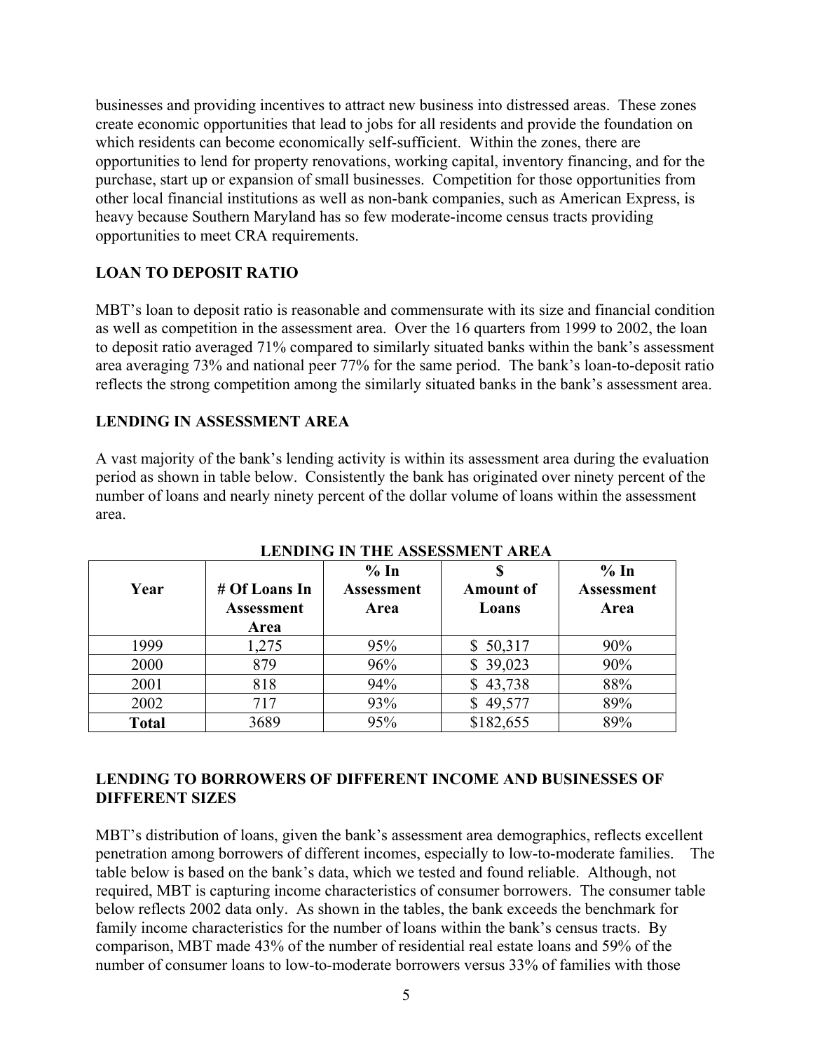businesses and providing incentives to attract new business into distressed areas. These zones create economic opportunities that lead to jobs for all residents and provide the foundation on which residents can become economically self-sufficient. Within the zones, there are opportunities to lend for property renovations, working capital, inventory financing, and for the purchase, start up or expansion of small businesses. Competition for those opportunities from other local financial institutions as well as non-bank companies, such as American Express, is heavy because Southern Maryland has so few moderate-income census tracts providing opportunities to meet CRA requirements.

## LOAN TO DEPOSIT RATIO

MBT's loan to deposit ratio is reasonable and commensurate with its size and financial condition as well as competition in the assessment area. Over the 16 quarters from 1999 to 2002, the loan to deposit ratio averaged 71% compared to similarly situated banks within the bank's assessment area averaging 73% and national peer 77% for the same period. The bank's loan-to-deposit ratio reflects the strong competition among the similarly situated banks in the bank's assessment area.

## LENDING IN ASSESSMENT AREA

A vast majority of the bank's lending activity is within its assessment area during the evaluation period as shown in table below. Consistently the bank has originated over ninety percent of the number of loans and nearly ninety percent of the dollar volume of loans within the assessment area.

**LENDING IN THE ASSESSMENT AREA**

| Year | # Of Loans In Assessment Area | % In Assessment Area | $ Amount of Loans | % In Assessment Area |
|---|---|---|---|---|
| 1999 | 1,275 | 95% | $ 50,317 | 90% |
| 2000 | 879 | 96% | $ 39,023 | 90% |
| 2001 | 818 | 94% | $ 43,738 | 88% |
| 2002 | 717 | 93% | $ 49,577 | 89% |
| **Total** | 3689 | 95% | $182,655 | 89% |

## LENDING TO BORROWERS OF DIFFERENT INCOME AND BUSINESSES OF DIFFERENT SIZES

MBT's distribution of loans, given the bank's assessment area demographics, reflects excellent penetration among borrowers of different incomes, especially to low-to-moderate families. The table below is based on the bank's data, which we tested and found reliable. Although, not required, MBT is capturing income characteristics of consumer borrowers. The consumer table below reflects 2002 data only. As shown in the tables, the bank exceeds the benchmark for family income characteristics for the number of loans within the bank's census tracts. By comparison, MBT made 43% of the number of residential real estate loans and 59% of the number of consumer loans to low-to-moderate borrowers versus 33% of families with those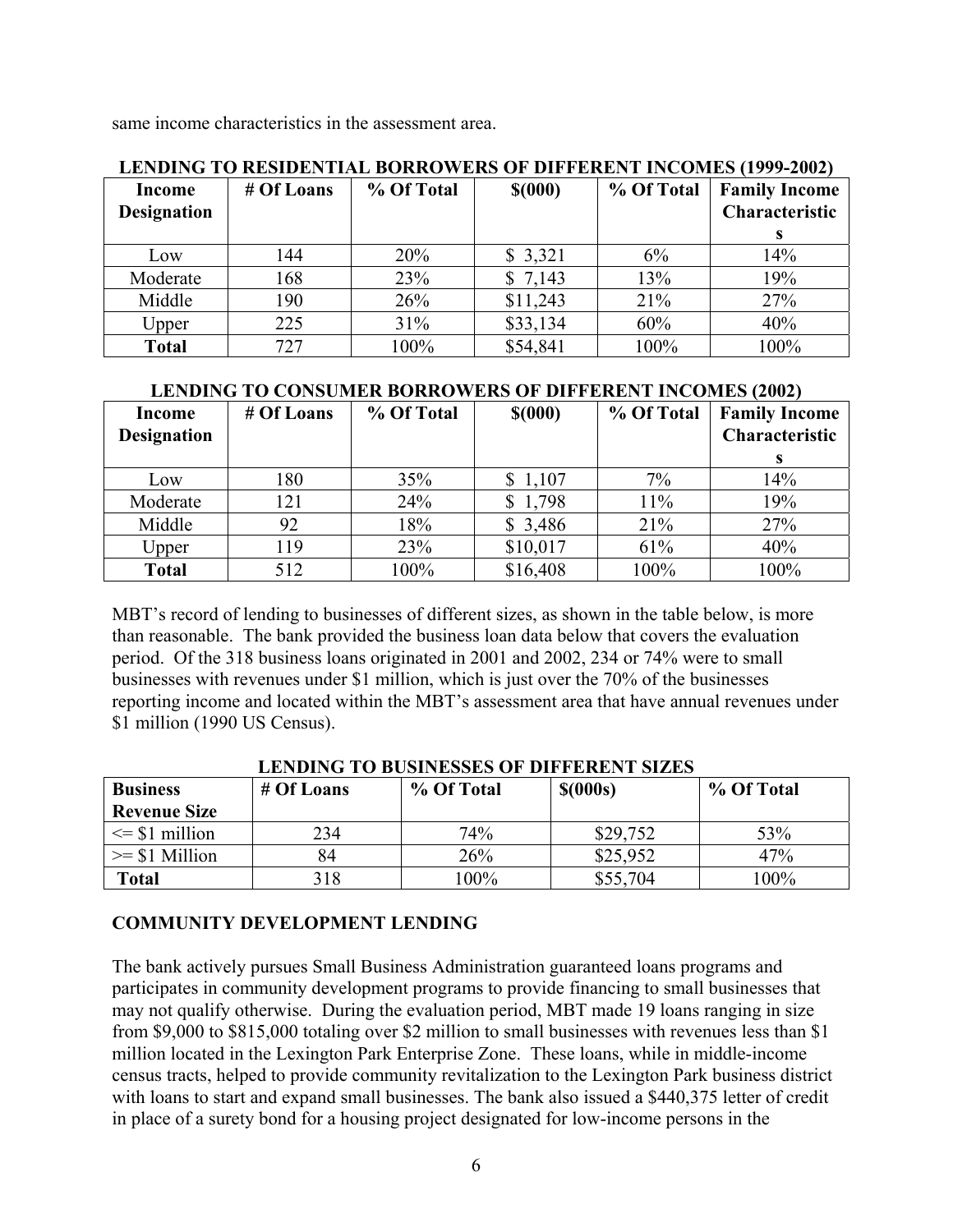same income characteristics in the assessment area.

**LENDING TO RESIDENTIAL BORROWERS OF DIFFERENT INCOMES (1999-2002)**

| Income Designation | # Of Loans | % Of Total | $(000) | % Of Total | Family Income Characteristics |
|---|---|---|---|---|---|
| Low | 144 | 20% | $ 3,321 | 6% | 14% |
| Moderate | 168 | 23% | $ 7,143 | 13% | 19% |
| Middle | 190 | 26% | $11,243 | 21% | 27% |
| Upper | 225 | 31% | $33,134 | 60% | 40% |
| **Total** | 727 | 100% | $54,841 | 100% | 100% |

**LENDING TO CONSUMER BORROWERS OF DIFFERENT INCOMES (2002)**

| Income Designation | # Of Loans | % Of Total | $(000) | % Of Total | Family Income Characteristics |
|---|---|---|---|---|---|
| Low | 180 | 35% | $ 1,107 | 7% | 14% |
| Moderate | 121 | 24% | $ 1,798 | 11% | 19% |
| Middle | 92 | 18% | $ 3,486 | 21% | 27% |
| Upper | 119 | 23% | $10,017 | 61% | 40% |
| **Total** | 512 | 100% | $16,408 | 100% | 100% |

MBT's record of lending to businesses of different sizes, as shown in the table below, is more than reasonable. The bank provided the business loan data below that covers the evaluation period. Of the 318 business loans originated in 2001 and 2002, 234 or 74% were to small businesses with revenues under $1 million, which is just over the 70% of the businesses reporting income and located within the MBT's assessment area that have annual revenues under $1 million (1990 US Census).

**LENDING TO BUSINESSES OF DIFFERENT SIZES**

| Business Revenue Size | # Of Loans | % Of Total | $(000s) | % Of Total |
|---|---|---|---|---|
| <= $1 million | 234 | 74% | $29,752 | 53% |
| >= $1 Million | 84 | 26% | $25,952 | 47% |
| **Total** | 318 | 100% | $55,704 | 100% |

## COMMUNITY DEVELOPMENT LENDING

The bank actively pursues Small Business Administration guaranteed loans programs and participates in community development programs to provide financing to small businesses that may not qualify otherwise. During the evaluation period, MBT made 19 loans ranging in size from $9,000 to $815,000 totaling over $2 million to small businesses with revenues less than $1 million located in the Lexington Park Enterprise Zone. These loans, while in middle-income census tracts, helped to provide community revitalization to the Lexington Park business district with loans to start and expand small businesses. The bank also issued a $440,375 letter of credit in place of a surety bond for a housing project designated for low-income persons in the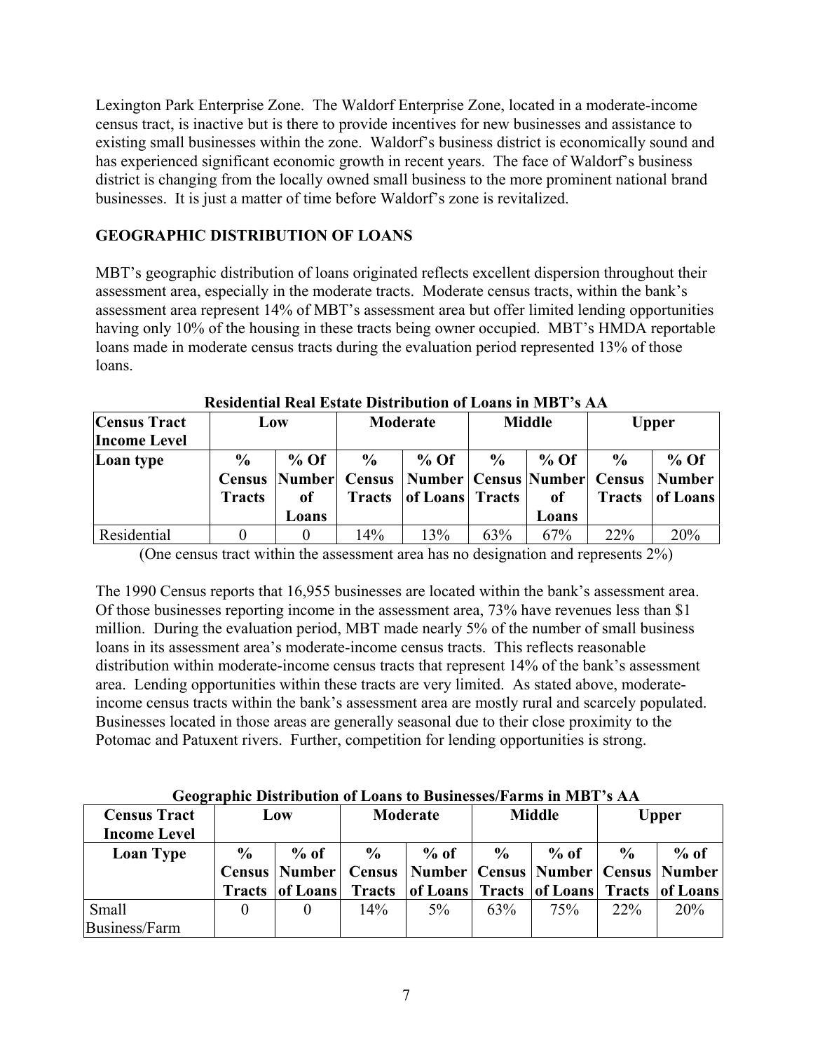Lexington Park Enterprise Zone. The Waldorf Enterprise Zone, located in a moderate-income census tract, is inactive but is there to provide incentives for new businesses and assistance to existing small businesses within the zone. Waldorf's business district is economically sound and has experienced significant economic growth in recent years. The face of Waldorf's business district is changing from the locally owned small business to the more prominent national brand businesses. It is just a matter of time before Waldorf's zone is revitalized.

## GEOGRAPHIC DISTRIBUTION OF LOANS

MBT's geographic distribution of loans originated reflects excellent dispersion throughout their assessment area, especially in the moderate tracts. Moderate census tracts, within the bank's assessment area represent 14% of MBT's assessment area but offer limited lending opportunities having only 10% of the housing in these tracts being owner occupied. MBT's HMDA reportable loans made in moderate census tracts during the evaluation period represented 13% of those loans.

**Residential Real Estate Distribution of Loans in MBT's AA**

| Census Tract Income Level | Low | | Moderate | | Middle | | Upper | |
|---|---|---|---|---|---|---|---|---|
| Loan type | % Census Tracts | % Of Number of Loans | % Census Tracts | % Of Number of Loans | % Census Tracts | % Of Number of Loans | % Census Tracts | % Of Number of Loans |
| Residential | 0 | 0 | 14% | 13% | 63% | 67% | 22% | 20% |

(One census tract within the assessment area has no designation and represents 2%)

The 1990 Census reports that 16,955 businesses are located within the bank's assessment area. Of those businesses reporting income in the assessment area, 73% have revenues less than $1 million. During the evaluation period, MBT made nearly 5% of the number of small business loans in its assessment area's moderate-income census tracts. This reflects reasonable distribution within moderate-income census tracts that represent 14% of the bank's assessment area. Lending opportunities within these tracts are very limited. As stated above, moderate-income census tracts within the bank's assessment area are mostly rural and scarcely populated. Businesses located in those areas are generally seasonal due to their close proximity to the Potomac and Patuxent rivers. Further, competition for lending opportunities is strong.

**Geographic Distribution of Loans to Businesses/Farms in MBT's AA**

| Census Tract Income Level | Low | | Moderate | | Middle | | Upper | |
|---|---|---|---|---|---|---|---|---|
| Loan Type | % Census Tracts | % of Number of Loans | % Census Tracts | % of Number of Loans | % Census Tracts | % of Number of Loans | % Census Tracts | % of Number of Loans |
| Small Business/Farm | 0 | 0 | 14% | 5% | 63% | 75% | 22% | 20% |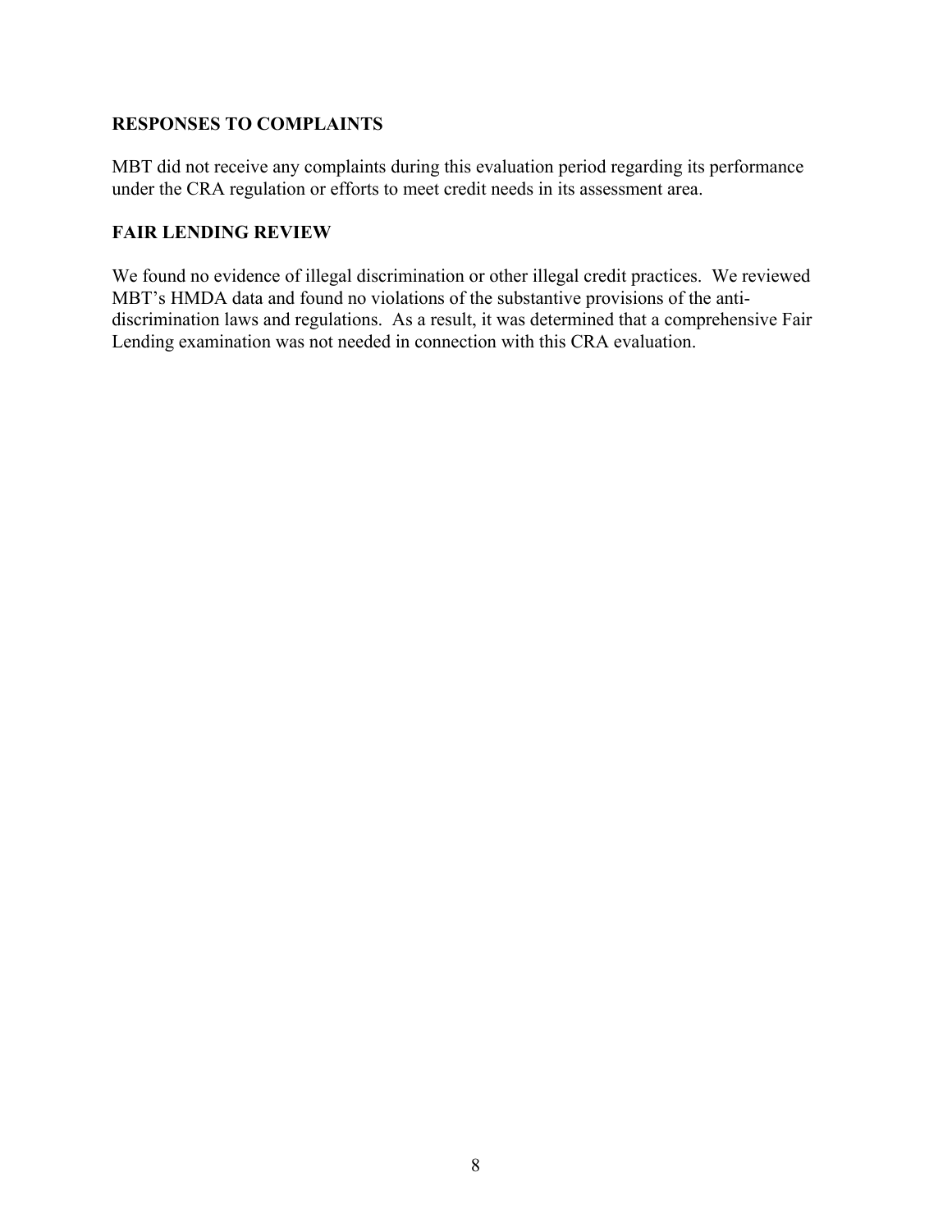## RESPONSES TO COMPLAINTS

MBT did not receive any complaints during this evaluation period regarding its performance under the CRA regulation or efforts to meet credit needs in its assessment area.

## FAIR LENDING REVIEW

We found no evidence of illegal discrimination or other illegal credit practices. We reviewed MBT's HMDA data and found no violations of the substantive provisions of the anti-discrimination laws and regulations. As a result, it was determined that a comprehensive Fair Lending examination was not needed in connection with this CRA evaluation.